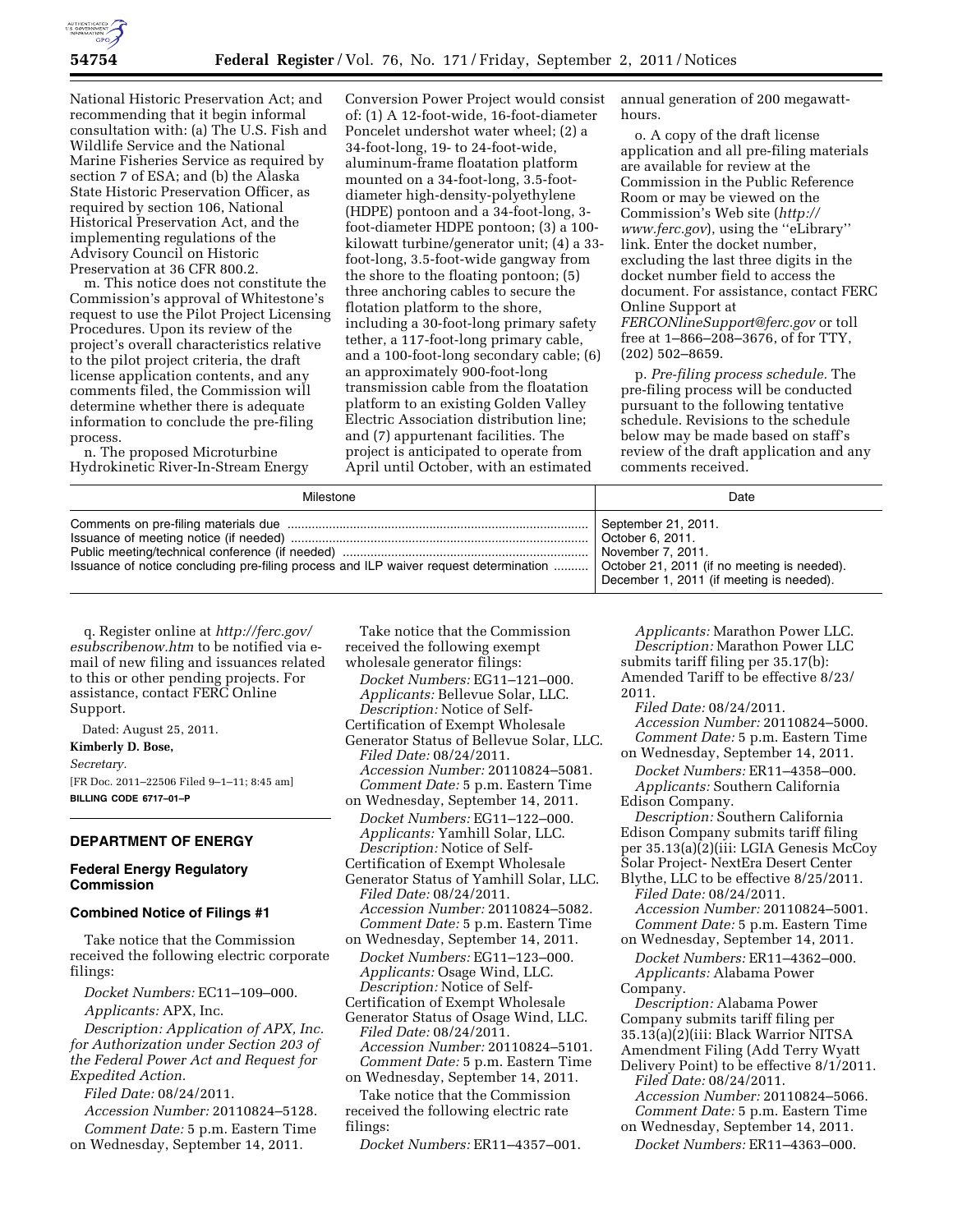National Historic Preservation Act; and recommending that it begin informal consultation with: (a) The U.S. Fish and Wildlife Service and the National Marine Fisheries Service as required by section 7 of ESA; and (b) the Alaska State Historic Preservation Officer, as required by section 106, National Historical Preservation Act, and the implementing regulations of the Advisory Council on Historic Preservation at 36 CFR 800.2.

m. This notice does not constitute the Commission's approval of Whitestone's request to use the Pilot Project Licensing Procedures. Upon its review of the project's overall characteristics relative to the pilot project criteria, the draft license application contents, and any comments filed, the Commission will determine whether there is adequate information to conclude the pre-filing process.

n. The proposed Microturbine Hydrokinetic River-In-Stream Energy Conversion Power Project would consist of: (1) A 12-foot-wide, 16-foot-diameter Poncelet undershot water wheel; (2) a 34-foot-long, 19- to 24-foot-wide, aluminum-frame floatation platform mounted on a 34-foot-long, 3.5-foot-diameter high-density-polyethylene (HDPE) pontoon and a 34-foot-long, 3-foot-diameter HDPE pontoon; (3) a 100-kilowatt turbine/generator unit; (4) a 33-foot-long, 3.5-foot-wide gangway from the shore to the floating pontoon; (5) three anchoring cables to secure the flotation platform to the shore, including a 30-foot-long primary safety tether, a 117-foot-long primary cable, and a 100-foot-long secondary cable; (6) an approximately 900-foot-long transmission cable from the floatation platform to an existing Golden Valley Electric Association distribution line; and (7) appurtenant facilities. The project is anticipated to operate from April until October, with an estimated annual generation of 200 megawatt-hours.

o. A copy of the draft license application and all pre-filing materials are available for review at the Commission in the Public Reference Room or may be viewed on the Commission's Web site (*http://www.ferc.gov*), using the "eLibrary" link. Enter the docket number, excluding the last three digits in the docket number field to access the document. For assistance, contact FERC Online Support at *FERCONlineSupport@ferc.gov* or toll free at 1–866–208–3676, of for TTY, (202) 502–8659.

p. *Pre-filing process schedule.* The pre-filing process will be conducted pursuant to the following tentative schedule. Revisions to the schedule below may be made based on staff's review of the draft application and any comments received.

| Milestone | Date |
|---|---|
| Comments on pre-filing materials due | September 21, 2011. |
| Issuance of meeting notice (if needed) | October 6, 2011. |
| Public meeting/technical conference (if needed) | November 7, 2011. |
| Issuance of notice concluding pre-filing process and ILP waiver request determination | October 21, 2011 (if no meeting is needed). December 1, 2011 (if meeting is needed). |

q. Register online at *http://ferc.gov/esubscribenow.htm* to be notified via e-mail of new filing and issuances related to this or other pending projects. For assistance, contact FERC Online Support.

Dated: August 25, 2011.

**Kimberly D. Bose,**

*Secretary.*

[FR Doc. 2011–22506 Filed 9–1–11; 8:45 am]

**BILLING CODE 6717–01–P**

## DEPARTMENT OF ENERGY

### Federal Energy Regulatory Commission

### Combined Notice of Filings #1

Take notice that the Commission received the following electric corporate filings:

*Docket Numbers:* EC11–109–000.
*Applicants:* APX, Inc.
*Description: Application of APX, Inc. for Authorization under Section 203 of the Federal Power Act and Request for Expedited Action.*
*Filed Date:* 08/24/2011.
*Accession Number:* 20110824–5128.
*Comment Date:* 5 p.m. Eastern Time on Wednesday, September 14, 2011.

Take notice that the Commission received the following exempt wholesale generator filings:

*Docket Numbers:* EG11–121–000.
*Applicants:* Bellevue Solar, LLC.
*Description:* Notice of Self-Certification of Exempt Wholesale Generator Status of Bellevue Solar, LLC.
*Filed Date:* 08/24/2011.
*Accession Number:* 20110824–5081.
*Comment Date:* 5 p.m. Eastern Time on Wednesday, September 14, 2011.

*Docket Numbers:* EG11–122–000.
*Applicants:* Yamhill Solar, LLC.
*Description:* Notice of Self-Certification of Exempt Wholesale Generator Status of Yamhill Solar, LLC.
*Filed Date:* 08/24/2011.
*Accession Number:* 20110824–5082.
*Comment Date:* 5 p.m. Eastern Time on Wednesday, September 14, 2011.

*Docket Numbers:* EG11–123–000.
*Applicants:* Osage Wind, LLC.
*Description:* Notice of Self-Certification of Exempt Wholesale Generator Status of Osage Wind, LLC.
*Filed Date:* 08/24/2011.
*Accession Number:* 20110824–5101.
*Comment Date:* 5 p.m. Eastern Time on Wednesday, September 14, 2011.

Take notice that the Commission received the following electric rate filings:

*Docket Numbers:* ER11–4357–001.
*Applicants:* Marathon Power LLC.
*Description:* Marathon Power LLC submits tariff filing per 35.17(b): Amended Tariff to be effective 8/23/2011.
*Filed Date:* 08/24/2011.
*Accession Number:* 20110824–5000.
*Comment Date:* 5 p.m. Eastern Time on Wednesday, September 14, 2011.

*Docket Numbers:* ER11–4358–000.
*Applicants:* Southern California Edison Company.
*Description:* Southern California Edison Company submits tariff filing per 35.13(a)(2)(iii: LGIA Genesis McCoy Solar Project- NextEra Desert Center Blythe, LLC to be effective 8/25/2011.
*Filed Date:* 08/24/2011.
*Accession Number:* 20110824–5001.
*Comment Date:* 5 p.m. Eastern Time on Wednesday, September 14, 2011.

*Docket Numbers:* ER11–4362–000.
*Applicants:* Alabama Power Company.
*Description:* Alabama Power Company submits tariff filing per 35.13(a)(2)(iii: Black Warrior NITSA Amendment Filing (Add Terry Wyatt Delivery Point) to be effective 8/1/2011.
*Filed Date:* 08/24/2011.
*Accession Number:* 20110824–5066.
*Comment Date:* 5 p.m. Eastern Time on Wednesday, September 14, 2011.

*Docket Numbers:* ER11–4363–000.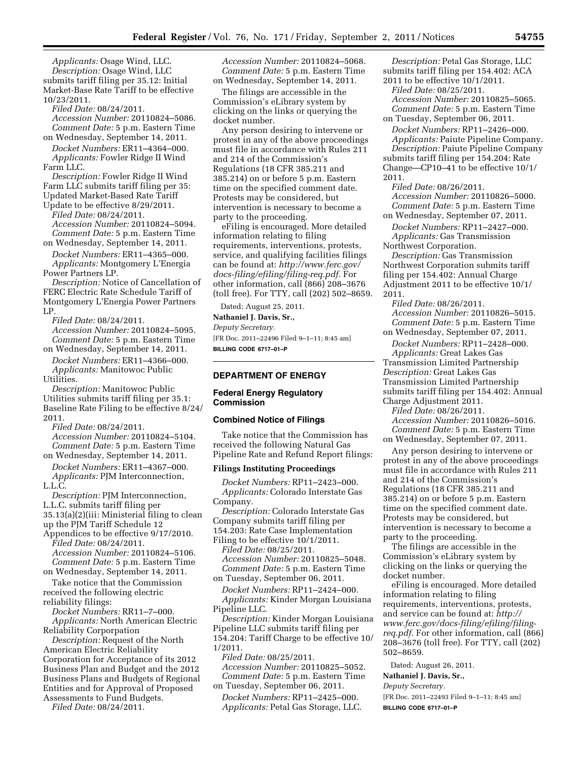*Applicants:* Osage Wind, LLC.

*Description:* Osage Wind, LLC submits tariff filing per 35.12: Initial Market-Base Rate Tariff to be effective 10/23/2011.

*Filed Date:* 08/24/2011.

*Accession Number:* 20110824–5086.

*Comment Date:* 5 p.m. Eastern Time on Wednesday, September 14, 2011.

*Docket Numbers:* ER11–4364–000.

*Applicants:* Fowler Ridge II Wind Farm LLC.

*Description:* Fowler Ridge II Wind Farm LLC submits tariff filing per 35: Updated Market-Based Rate Tariff Update to be effective 8/29/2011.

*Filed Date:* 08/24/2011.

*Accession Number:* 20110824–5094.

*Comment Date:* 5 p.m. Eastern Time on Wednesday, September 14, 2011.

*Docket Numbers:* ER11–4365–000.

*Applicants:* Montgomery L'Energia Power Partners LP.

*Description:* Notice of Cancellation of FERC Electric Rate Schedule Tariff of Montgomery L'Energia Power Partners LP.

*Filed Date:* 08/24/2011.

*Accession Number:* 20110824–5095.

*Comment Date:* 5 p.m. Eastern Time on Wednesday, September 14, 2011.

*Docket Numbers:* ER11–4366–000.

*Applicants:* Manitowoc Public Utilities.

*Description:* Manitowoc Public Utilities submits tariff filing per 35.1: Baseline Rate Filing to be effective 8/24/2011.

*Filed Date:* 08/24/2011.

*Accession Number:* 20110824–5104.

*Comment Date:* 5 p.m. Eastern Time on Wednesday, September 14, 2011.

*Docket Numbers:* ER11–4367–000.

*Applicants:* PJM Interconnection, L.L.C.

*Description:* PJM Interconnection, L.L.C. submits tariff filing per 35.13(a)(2)(iii: Ministerial filing to clean up the PJM Tariff Schedule 12 Appendices to be effective 9/17/2010.

*Filed Date:* 08/24/2011.

*Accession Number:* 20110824–5106.

*Comment Date:* 5 p.m. Eastern Time on Wednesday, September 14, 2011.

Take notice that the Commission received the following electric reliability filings:

*Docket Numbers:* RR11–7–000.

*Applicants:* North American Electric Reliability Corporation

*Description:* Request of the North American Electric Reliability Corporation for Acceptance of its 2012 Business Plan and Budget and the 2012 Business Plans and Budgets of Regional Entities and for Approval of Proposed Assessments to Fund Budgets.

*Filed Date:* 08/24/2011.

*Accession Number:* 20110824–5068.

*Comment Date:* 5 p.m. Eastern Time on Wednesday, September 14, 2011.

The filings are accessible in the Commission's eLibrary system by clicking on the links or querying the docket number.

Any person desiring to intervene or protest in any of the above proceedings must file in accordance with Rules 211 and 214 of the Commission's Regulations (18 CFR 385.211 and 385.214) on or before 5 p.m. Eastern time on the specified comment date. Protests may be considered, but intervention is necessary to become a party to the proceeding.

eFiling is encouraged. More detailed information relating to filing requirements, interventions, protests, service, and qualifying facilities filings can be found at: *http://www.ferc.gov/docs-filing/efiling/filing-req.pdf.* For other information, call (866) 208–3676 (toll free). For TTY, call (202) 502–8659.

Dated: August 25, 2011.

**Nathaniel J. Davis, Sr.,**

*Deputy Secretary.*

[FR Doc. 2011–22496 Filed 9–1–11; 8:45 am]

**BILLING CODE 6717–01–P**

## DEPARTMENT OF ENERGY

### Federal Energy Regulatory Commission

### Combined Notice of Filings

Take notice that the Commission has received the following Natural Gas Pipeline Rate and Refund Report filings:

#### Filings Instituting Proceedings

*Docket Numbers:* RP11–2423–000.

*Applicants:* Colorado Interstate Gas Company.

*Description:* Colorado Interstate Gas Company submits tariff filing per 154.203: Rate Case Implementation Filing to be effective 10/1/2011.

*Filed Date:* 08/25/2011.

*Accession Number:* 20110825–5048.

*Comment Date:* 5 p.m. Eastern Time on Tuesday, September 06, 2011.

*Docket Numbers:* RP11–2424–000.

*Applicants:* Kinder Morgan Louisiana Pipeline LLC.

*Description:* Kinder Morgan Louisiana Pipeline LLC submits tariff filing per 154.204: Tariff Charge to be effective 10/1/2011.

*Filed Date:* 08/25/2011.

*Accession Number:* 20110825–5052.

*Comment Date:* 5 p.m. Eastern Time on Tuesday, September 06, 2011.

*Docket Numbers:* RP11–2425–000.

*Applicants:* Petal Gas Storage, LLC.

*Description:* Petal Gas Storage, LLC submits tariff filing per 154.402: ACA 2011 to be effective 10/1/2011.

*Filed Date:* 08/25/2011.

*Accession Number:* 20110825–5065.

*Comment Date:* 5 p.m. Eastern Time on Tuesday, September 06, 2011.

*Docket Numbers:* RP11–2426–000.

*Applicants:* Paiute Pipeline Company.

*Description:* Paiute Pipeline Company submits tariff filing per 154.204: Rate Change—CP10–41 to be effective 10/1/2011.

*Filed Date:* 08/26/2011.

*Accession Number:* 20110826–5000.

*Comment Date:* 5 p.m. Eastern Time on Wednesday, September 07, 2011.

*Docket Numbers:* RP11–2427–000.

*Applicants:* Gas Transmission Northwest Corporation.

*Description:* Gas Transmission Northwest Corporation submits tariff filing per 154.402: Annual Charge Adjustment 2011 to be effective 10/1/2011.

*Filed Date:* 08/26/2011.

*Accession Number:* 20110826–5015.

*Comment Date:* 5 p.m. Eastern Time on Wednesday, September 07, 2011.

*Docket Numbers:* RP11–2428–000.

*Applicants:* Great Lakes Gas Transmission Limited Partnership

*Description:* Great Lakes Gas Transmission Limited Partnership submits tariff filing per 154.402: Annual Charge Adjustment 2011.

*Filed Date:* 08/26/2011.

*Accession Number:* 20110826–5016.

*Comment Date:* 5 p.m. Eastern Time on Wednesday, September 07, 2011.

Any person desiring to intervene or protest in any of the above proceedings must file in accordance with Rules 211 and 214 of the Commission's Regulations (18 CFR 385.211 and 385.214) on or before 5 p.m. Eastern time on the specified comment date. Protests may be considered, but intervention is necessary to become a party to the proceeding.

The filings are accessible in the Commission's eLibrary system by clicking on the links or querying the docket number.

eFiling is encouraged. More detailed information relating to filing requirements, interventions, protests, and service can be found at: *http://www.ferc.gov/docs-filing/efiling/filing-req.pdf.* For other information, call (866) 208–3676 (toll free). For TTY, call (202) 502–8659.

Dated: August 26, 2011.

**Nathaniel J. Davis, Sr.,**

*Deputy Secretary.*

[FR Doc. 2011–22493 Filed 9–1–11; 8:45 am]

**BILLING CODE 6717–01–P**